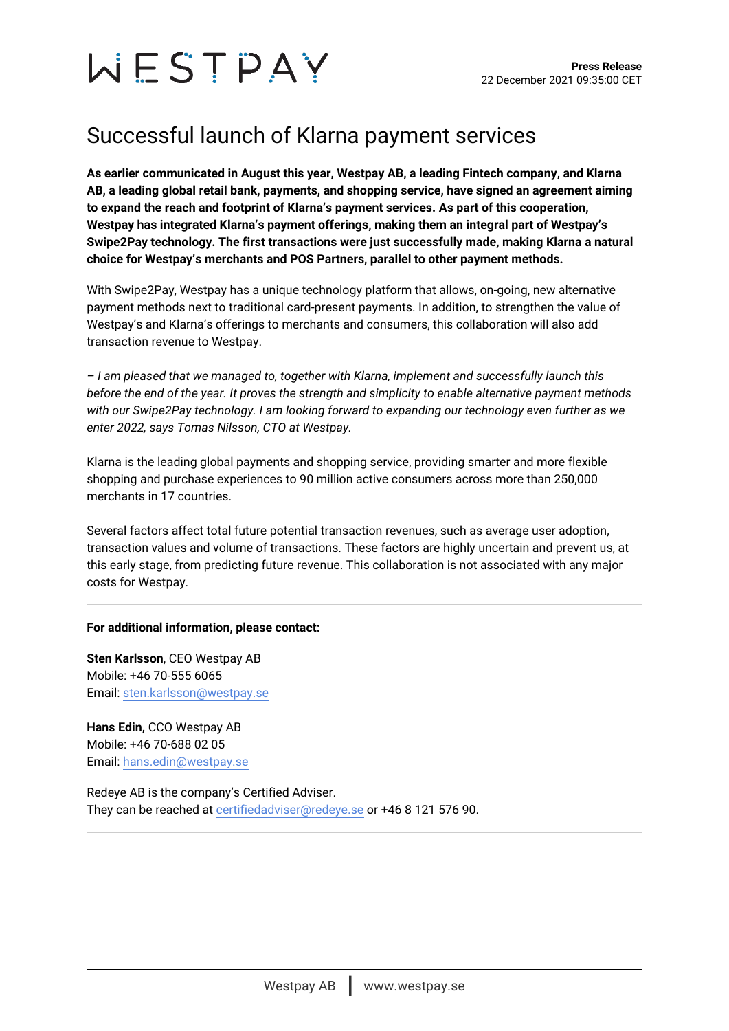# WESTPAY

**Press Release**
22 December 2021 09:35:00 CET

## Successful launch of Klarna payment services

**As earlier communicated in August this year, Westpay AB, a leading Fintech company, and Klarna AB, a leading global retail bank, payments, and shopping service, have signed an agreement aiming to expand the reach and footprint of Klarna's payment services. As part of this cooperation, Westpay has integrated Klarna's payment offerings, making them an integral part of Westpay's Swipe2Pay technology. The first transactions were just successfully made, making Klarna a natural choice for Westpay's merchants and POS Partners, parallel to other payment methods.**

With Swipe2Pay, Westpay has a unique technology platform that allows, on-going, new alternative payment methods next to traditional card-present payments. In addition, to strengthen the value of Westpay's and Klarna's offerings to merchants and consumers, this collaboration will also add transaction revenue to Westpay.

*– I am pleased that we managed to, together with Klarna, implement and successfully launch this before the end of the year. It proves the strength and simplicity to enable alternative payment methods with our Swipe2Pay technology. I am looking forward to expanding our technology even further as we enter 2022, says Tomas Nilsson, CTO at Westpay.*

Klarna is the leading global payments and shopping service, providing smarter and more flexible shopping and purchase experiences to 90 million active consumers across more than 250,000 merchants in 17 countries.

Several factors affect total future potential transaction revenues, such as average user adoption, transaction values and volume of transactions. These factors are highly uncertain and prevent us, at this early stage, from predicting future revenue. This collaboration is not associated with any major costs for Westpay.

---

**For additional information, please contact:**

**Sten Karlsson**, CEO Westpay AB
Mobile: +46 70-555 6065
Email: sten.karlsson@westpay.se

**Hans Edin,** CCO Westpay AB
Mobile: +46 70-688 02 05
Email: hans.edin@westpay.se

Redeye AB is the company's Certified Adviser.
They can be reached at certifiedadviser@redeye.se or +46 8 121 576 90.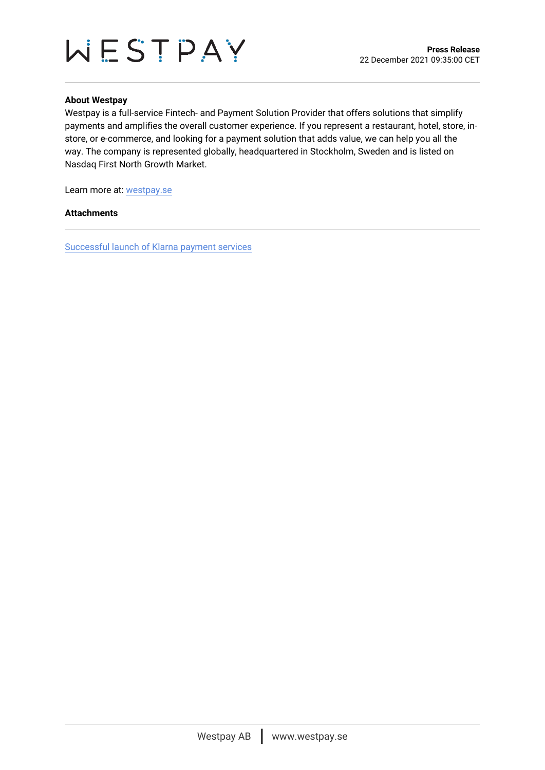**About Westpay**

Westpay is a full-service Fintech- and Payment Solution Provider that offers solutions that simplify payments and amplifies the overall customer experience. If you represent a restaurant, hotel, store, in-store, or e-commerce, and looking for a payment solution that adds value, we can help you all the way. The company is represented globally, headquartered in Stockholm, Sweden and is listed on Nasdaq First North Growth Market.

Learn more at: [westpay.se](westpay.se)

**Attachments**

---

[Successful launch of Klarna payment services]()